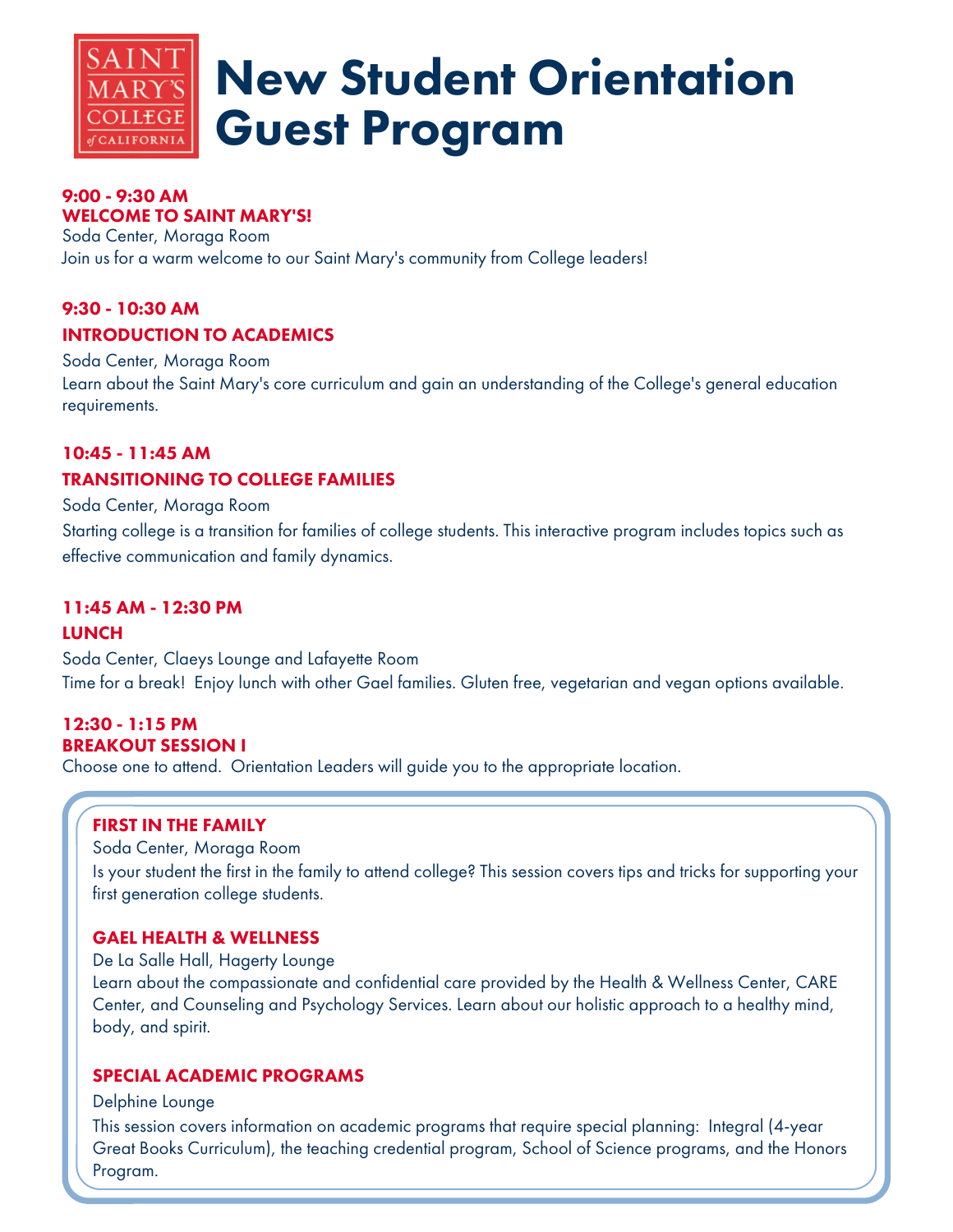# New Student Orientation Guest Program

**9:00 - 9:30 AM**
**WELCOME TO SAINT MARY'S!**
Soda Center, Moraga Room
Join us for a warm welcome to our Saint Mary's community from College leaders!

**9:30 - 10:30 AM**
**INTRODUCTION TO ACADEMICS**
Soda Center, Moraga Room
Learn about the Saint Mary's core curriculum and gain an understanding of the College's general education requirements.

**10:45 - 11:45 AM**
**TRANSITIONING TO COLLEGE FAMILIES**
Soda Center, Moraga Room
Starting college is a transition for families of college students. This interactive program includes topics such as effective communication and family dynamics.

**11:45 AM - 12:30 PM**
**LUNCH**
Soda Center, Claeys Lounge and Lafayette Room
Time for a break! Enjoy lunch with other Gael families. Gluten free, vegetarian and vegan options available.

**12:30 - 1:15 PM**
**BREAKOUT SESSION I**
Choose one to attend. Orientation Leaders will guide you to the appropriate location.

**FIRST IN THE FAMILY**
Soda Center, Moraga Room
Is your student the first in the family to attend college? This session covers tips and tricks for supporting your first generation college students.

**GAEL HEALTH & WELLNESS**
De La Salle Hall, Hagerty Lounge
Learn about the compassionate and confidential care provided by the Health & Wellness Center, CARE Center, and Counseling and Psychology Services. Learn about our holistic approach to a healthy mind, body, and spirit.

**SPECIAL ACADEMIC PROGRAMS**
Delphine Lounge
This session covers information on academic programs that require special planning: Integral (4-year Great Books Curriculum), the teaching credential program, School of Science programs, and the Honors Program.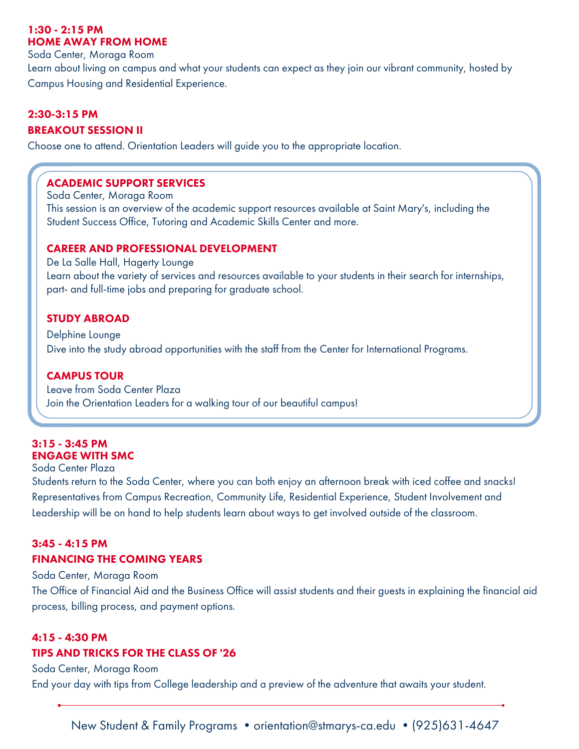**1:30 - 2:15 PM**
**HOME AWAY FROM HOME**
Soda Center, Moraga Room
Learn about living on campus and what your students can expect as they join our vibrant community, hosted by Campus Housing and Residential Experience.

**2:30-3:15 PM**
**BREAKOUT SESSION II**
Choose one to attend. Orientation Leaders will guide you to the appropriate location.

**ACADEMIC SUPPORT SERVICES**
Soda Center, Moraga Room
This session is an overview of the academic support resources available at Saint Mary's, including the Student Success Office, Tutoring and Academic Skills Center and more.

**CAREER AND PROFESSIONAL DEVELOPMENT**
De La Salle Hall, Hagerty Lounge
Learn about the variety of services and resources available to your students in their search for internships, part- and full-time jobs and preparing for graduate school.

**STUDY ABROAD**
Delphine Lounge
Dive into the study abroad opportunities with the staff from the Center for International Programs.

**CAMPUS TOUR**
Leave from Soda Center Plaza
Join the Orientation Leaders for a walking tour of our beautiful campus!

**3:15 - 3:45 PM**
**ENGAGE WITH SMC**
Soda Center Plaza
Students return to the Soda Center, where you can both enjoy an afternoon break with iced coffee and snacks! Representatives from Campus Recreation, Community Life, Residential Experience, Student Involvement and Leadership will be on hand to help students learn about ways to get involved outside of the classroom.

**3:45 - 4:15 PM**
**FINANCING THE COMING YEARS**
Soda Center, Moraga Room
The Office of Financial Aid and the Business Office will assist students and their guests in explaining the financial aid process, billing process, and payment options.

**4:15 - 4:30 PM**
**TIPS AND TRICKS FOR THE CLASS OF '26**
Soda Center, Moraga Room
End your day with tips from College leadership and a preview of the adventure that awaits your student.

New Student & Family Programs • orientation@stmarys-ca.edu • (925)631-4647